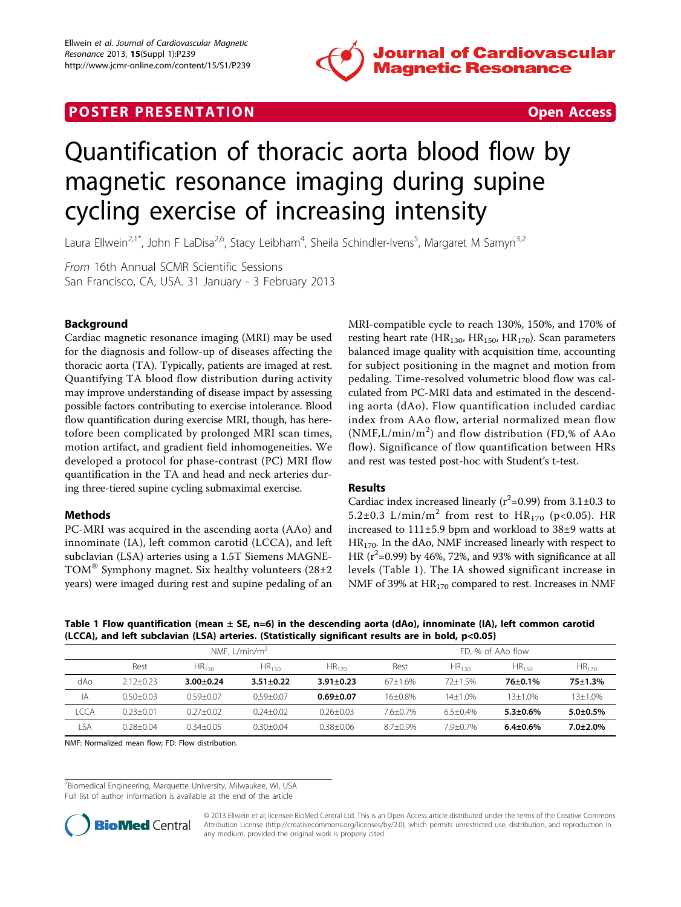POSTER PRESENTATION — Open Access

# Quantification of thoracic aorta blood flow by magnetic resonance imaging during supine cycling exercise of increasing intensity

Laura Ellwein[2,1*], John F LaDisa[2,6], Stacy Leibham[4], Sheila Schindler-Ivens[5], Margaret M Samyn[3,2]

*From* 16th Annual SCMR Scientific Sessions
San Francisco, CA, USA. 31 January - 3 February 2013

## Background

Cardiac magnetic resonance imaging (MRI) may be used for the diagnosis and follow-up of diseases affecting the thoracic aorta (TA). Typically, patients are imaged at rest. Quantifying TA blood flow distribution during activity may improve understanding of disease impact by assessing possible factors contributing to exercise intolerance. Blood flow quantification during exercise MRI, though, has heretofore been complicated by prolonged MRI scan times, motion artifact, and gradient field inhomogeneities. We developed a protocol for phase-contrast (PC) MRI flow quantification in the TA and head and neck arteries during three-tiered supine cycling submaximal exercise.

## Methods

PC-MRI was acquired in the ascending aorta (AAo) and innominate (IA), left common carotid (LCCA), and left subclavian (LSA) arteries using a 1.5T Siemens MAGNETOM® Symphony magnet. Six healthy volunteers (28±2 years) were imaged during rest and supine pedaling of an MRI-compatible cycle to reach 130%, 150%, and 170% of resting heart rate ($HR_{130}$, $HR_{150}$, $HR_{170}$). Scan parameters balanced image quality with acquisition time, accounting for subject positioning in the magnet and motion from pedaling. Time-resolved volumetric blood flow was calculated from PC-MRI data and estimated in the descending aorta (dAo). Flow quantification included cardiac index from AAo flow, arterial normalized mean flow (NMF,L/min/$m^2$) and flow distribution (FD,% of AAo flow). Significance of flow quantification between HRs and rest was tested post-hoc with Student's t-test.

## Results

Cardiac index increased linearly ($r^2$=0.99) from 3.1±0.3 to 5.2±0.3 L/min/$m^2$ from rest to $HR_{170}$ ($p<0.05$). HR increased to 111±5.9 bpm and workload to 38±9 watts at $HR_{170}$. In the dAo, NMF increased linearly with respect to HR ($r^2$=0.99) by 46%, 72%, and 93% with significance at all levels (Table 1). The IA showed significant increase in NMF of 39% at $HR_{170}$ compared to rest. Increases in NMF

**Table 1 Flow quantification (mean ± SE, n=6) in the descending aorta (dAo), innominate (IA), left common carotid (LCCA), and left subclavian (LSA) arteries. (Statistically significant results are in bold, p<0.05)**

| | NMF, L/min/$m^2$ | | | | FD, % of AAo flow | | | |
|---|---|---|---|---|---|---|---|---|
| | Rest | $HR_{130}$ | $HR_{150}$ | $HR_{170}$ | Rest | $HR_{130}$ | $HR_{150}$ | $HR_{170}$ |
| dAo | 2.12±0.23 | **3.00±0.24** | **3.51±0.22** | **3.91±0.23** | 67±1.6% | 72±1.5% | **76±0.1%** | **75±1.3%** |
| IA | 0.50±0.03 | 0.59±0.07 | 0.59±0.07 | **0.69±0.07** | 16±0.8% | 14±1.0% | 13±1.0% | 13±1.0% |
| LCCA | 0.23±0.01 | 0.27±0.02 | 0.24±0.02 | 0.26±0.03 | 7.6±0.7% | 6.5±0.4% | **5.3±0.6%** | **5.0±0.5%** |
| LSA | 0.28±0.04 | 0.34±0.05 | 0.30±0.04 | 0.38±0.06 | 8.7±0.9% | 7.9±0.7% | **6.4±0.6%** | **7.0±2.0%** |

NMF: Normalized mean flow; FD: Flow distribution.

[2]Biomedical Engineering, Marquette University, Milwaukee, WI, USA
Full list of author information is available at the end of the article

© 2013 Ellwein et al; licensee BioMed Central Ltd. This is an Open Access article distributed under the terms of the Creative Commons Attribution License (http://creativecommons.org/licenses/by/2.0), which permits unrestricted use, distribution, and reproduction in any medium, provided the original work is properly cited.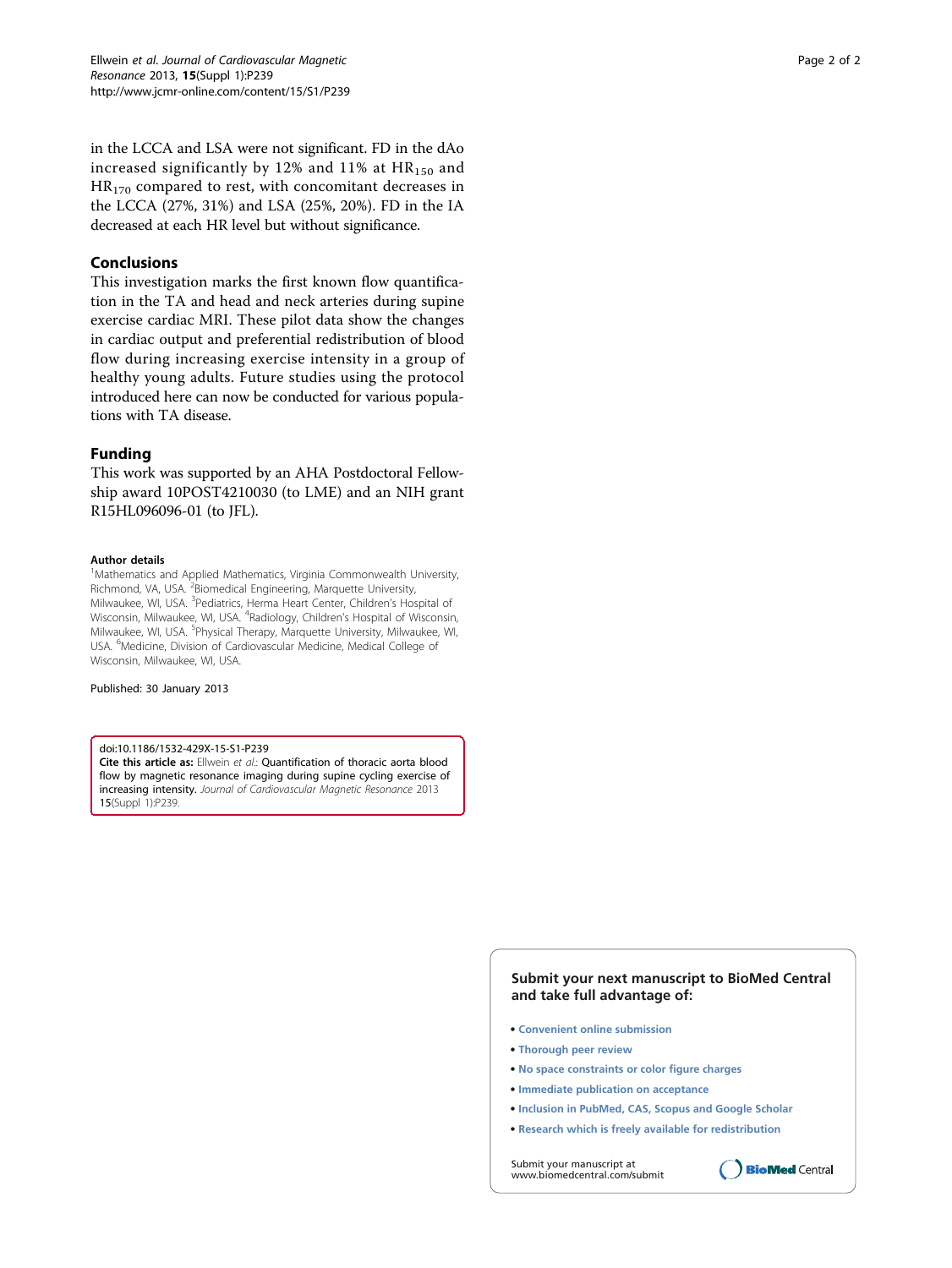in the LCCA and LSA were not significant. FD in the dAo increased significantly by 12% and 11% at $HR_{150}$ and $HR_{170}$ compared to rest, with concomitant decreases in the LCCA (27%, 31%) and LSA (25%, 20%). FD in the IA decreased at each HR level but without significance.

## Conclusions

This investigation marks the first known flow quantification in the TA and head and neck arteries during supine exercise cardiac MRI. These pilot data show the changes in cardiac output and preferential redistribution of blood flow during increasing exercise intensity in a group of healthy young adults. Future studies using the protocol introduced here can now be conducted for various populations with TA disease.

## Funding

This work was supported by an AHA Postdoctoral Fellowship award 10POST4210030 (to LME) and an NIH grant R15HL096096-01 (to JFL).

#### Author details

[1]Mathematics and Applied Mathematics, Virginia Commonwealth University, Richmond, VA, USA. [2]Biomedical Engineering, Marquette University, Milwaukee, WI, USA. [3]Pediatrics, Herma Heart Center, Children's Hospital of Wisconsin, Milwaukee, WI, USA. [4]Radiology, Children's Hospital of Wisconsin, Milwaukee, WI, USA. [5]Physical Therapy, Marquette University, Milwaukee, WI, USA. [6]Medicine, Division of Cardiovascular Medicine, Medical College of Wisconsin, Milwaukee, WI, USA.

Published: 30 January 2013

doi:10.1186/1532-429X-15-S1-P239

**Cite this article as:** Ellwein *et al.*: Quantification of thoracic aorta blood flow by magnetic resonance imaging during supine cycling exercise of increasing intensity. *Journal of Cardiovascular Magnetic Resonance* 2013 **15**(Suppl 1):P239.

**Submit your next manuscript to BioMed Central and take full advantage of:**

- Convenient online submission
- Thorough peer review
- No space constraints or color figure charges
- Immediate publication on acceptance
- Inclusion in PubMed, CAS, Scopus and Google Scholar
- Research which is freely available for redistribution

Submit your manuscript at www.biomedcentral.com/submit

BioMed Central